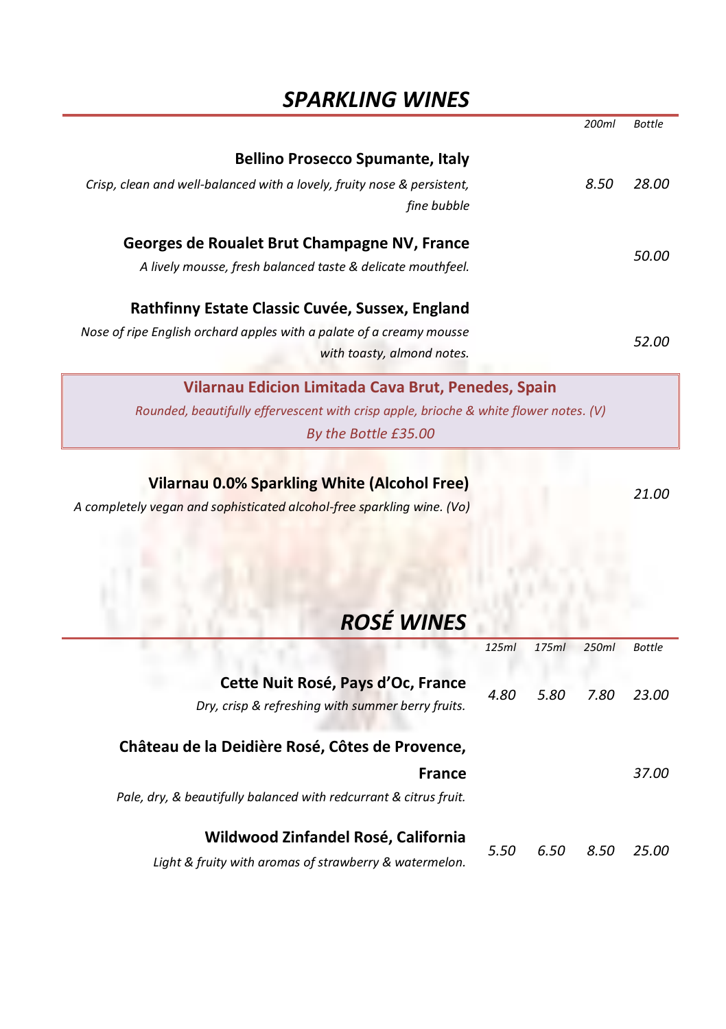## SPARKLING WINES

| | 200ml | Bottle |
|---|---|---|
| **Bellino Prosecco Spumante, Italy**<br>*Crisp, clean and well-balanced with a lovely, fruity nose & persistent, fine bubble* | *8.50* | *28.00* |
| **Georges de Roualet Brut Champagne NV, France**<br>*A lively mousse, fresh balanced taste & delicate mouthfeel.* | | *50.00* |
| **Rathfinny Estate Classic Cuvée, Sussex, England**<br>*Nose of ripe English orchard apples with a palate of a creamy mousse with toasty, almond notes.* | | *52.00* |

**Vilarnau Edicion Limitada Cava Brut, Penedes, Spain**

*Rounded, beautifully effervescent with crisp apple, brioche & white flower notes. (V)*

*By the Bottle £35.00*

| | 200ml | Bottle |
|---|---|---|
| **Vilarnau 0.0% Sparkling White (Alcohol Free)**<br>*A completely vegan and sophisticated alcohol-free sparkling wine. (Vo)* | | *21.00* |

## ROSÉ WINES

| | 125ml | 175ml | 250ml | Bottle |
|---|---|---|---|---|
| **Cette Nuit Rosé, Pays d'Oc, France**<br>*Dry, crisp & refreshing with summer berry fruits.* | *4.80* | *5.80* | *7.80* | *23.00* |
| **Château de la Deidière Rosé, Côtes de Provence, France**<br>*Pale, dry, & beautifully balanced with redcurrant & citrus fruit.* | | | | *37.00* |
| **Wildwood Zinfandel Rosé, California**<br>*Light & fruity with aromas of strawberry & watermelon.* | *5.50* | *6.50* | *8.50* | *25.00* |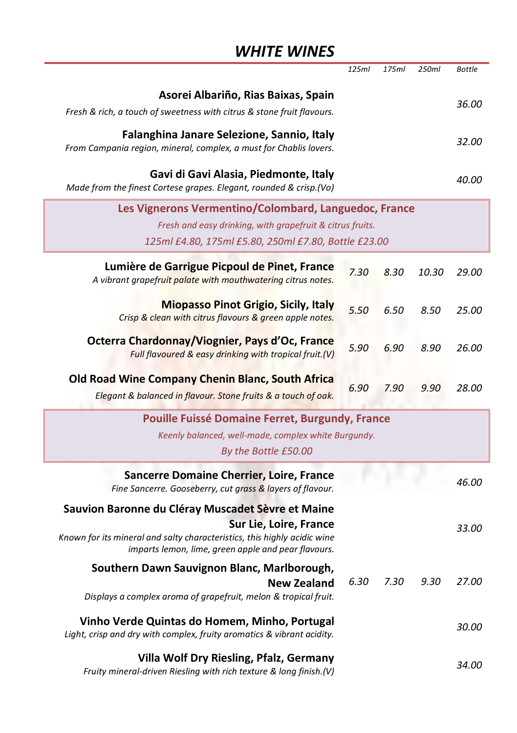# *WHITE WINES*

| | *125ml* | *175ml* | *250ml* | *Bottle* |
|---|---|---|---|---|
| **Asorei Albariño, Rias Baixas, Spain**<br>*Fresh & rich, a touch of sweetness with citrus & stone fruit flavours.* | | | | *36.00* |
| **Falanghina Janare Selezione, Sannio, Italy**<br>*From Campania region, mineral, complex, a must for Chablis lovers.* | | | | *32.00* |
| **Gavi di Gavi Alasia, Piedmonte, Italy**<br>*Made from the finest Cortese grapes. Elegant, rounded & crisp.(Vo)* | | | | *40.00* |
| **Les Vignerons Vermentino/Colombard, Languedoc, France**<br>*Fresh and easy drinking, with grapefruit & citrus fruits.*<br>*125ml £4.80, 175ml £5.80, 250ml £7.80, Bottle £23.00* | | | | |
| **Lumière de Garrigue Picpoul de Pinet, France**<br>*A vibrant grapefruit palate with mouthwatering citrus notes.* | *7.30* | *8.30* | *10.30* | *29.00* |
| **Miopasso Pinot Grigio, Sicily, Italy**<br>*Crisp & clean with citrus flavours & green apple notes.* | *5.50* | *6.50* | *8.50* | *25.00* |
| **Octerra Chardonnay/Viognier, Pays d'Oc, France**<br>*Full flavoured & easy drinking with tropical fruit.(V)* | *5.90* | *6.90* | *8.90* | *26.00* |
| **Old Road Wine Company Chenin Blanc, South Africa**<br>*Elegant & balanced in flavour. Stone fruits & a touch of oak.* | *6.90* | *7.90* | *9.90* | *28.00* |
| **Pouille Fuissé Domaine Ferret, Burgundy, France**<br>*Keenly balanced, well-made, complex white Burgundy.*<br>*By the Bottle £50.00* | | | | |
| **Sancerre Domaine Cherrier, Loire, France**<br>*Fine Sancerre. Gooseberry, cut grass & layers of flavour.* | | | | *46.00* |
| **Sauvion Baronne du Cléray Muscadet Sèvre et Maine Sur Lie, Loire, France**<br>*Known for its mineral and salty characteristics, this highly acidic wine imparts lemon, lime, green apple and pear flavours.* | | | | *33.00* |
| **Southern Dawn Sauvignon Blanc, Marlborough, New Zealand**<br>*Displays a complex aroma of grapefruit, melon & tropical fruit.* | *6.30* | *7.30* | *9.30* | *27.00* |
| **Vinho Verde Quintas do Homem, Minho, Portugal**<br>*Light, crisp and dry with complex, fruity aromatics & vibrant acidity.* | | | | *30.00* |
| **Villa Wolf Dry Riesling, Pfalz, Germany**<br>*Fruity mineral-driven Riesling with rich texture & long finish.(V)* | | | | *34.00* |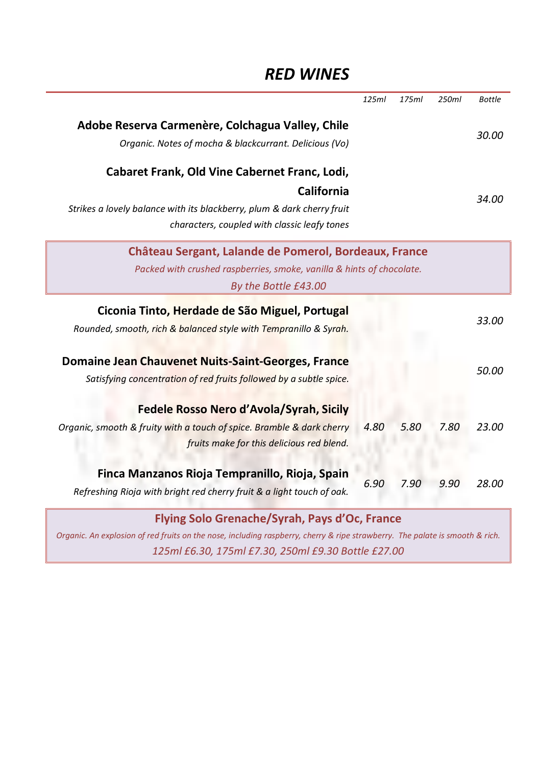# *RED WINES*

| | *125ml* | *175ml* | *250ml* | *Bottle* |
|---|---|---|---|---|
| **Adobe Reserva Carmenère, Colchagua Valley, Chile**<br>*Organic. Notes of mocha & blackcurrant. Delicious (Vo)* | | | | *30.00* |
| **Cabaret Frank, Old Vine Cabernet Franc, Lodi, California**<br>*Strikes a lovely balance with its blackberry, plum & dark cherry fruit characters, coupled with classic leafy tones* | | | | *34.00* |

**Château Sergant, Lalande de Pomerol, Bordeaux, France**

*Packed with crushed raspberries, smoke, vanilla & hints of chocolate.*

*By the Bottle £43.00*

| | *125ml* | *175ml* | *250ml* | *Bottle* |
|---|---|---|---|---|
| **Ciconia Tinto, Herdade de São Miguel, Portugal**<br>*Rounded, smooth, rich & balanced style with Tempranillo & Syrah.* | | | | *33.00* |
| **Domaine Jean Chauvenet Nuits-Saint-Georges, France**<br>*Satisfying concentration of red fruits followed by a subtle spice.* | | | | *50.00* |
| **Fedele Rosso Nero d'Avola/Syrah, Sicily**<br>*Organic, smooth & fruity with a touch of spice. Bramble & dark cherry fruits make for this delicious red blend.* | *4.80* | *5.80* | *7.80* | *23.00* |
| **Finca Manzanos Rioja Tempranillo, Rioja, Spain**<br>*Refreshing Rioja with bright red cherry fruit & a light touch of oak.* | *6.90* | *7.90* | *9.90* | *28.00* |

**Flying Solo Grenache/Syrah, Pays d'Oc, France**

*Organic. An explosion of red fruits on the nose, including raspberry, cherry & ripe strawberry. The palate is smooth & rich.*

*125ml £6.30, 175ml £7.30, 250ml £9.30 Bottle £27.00*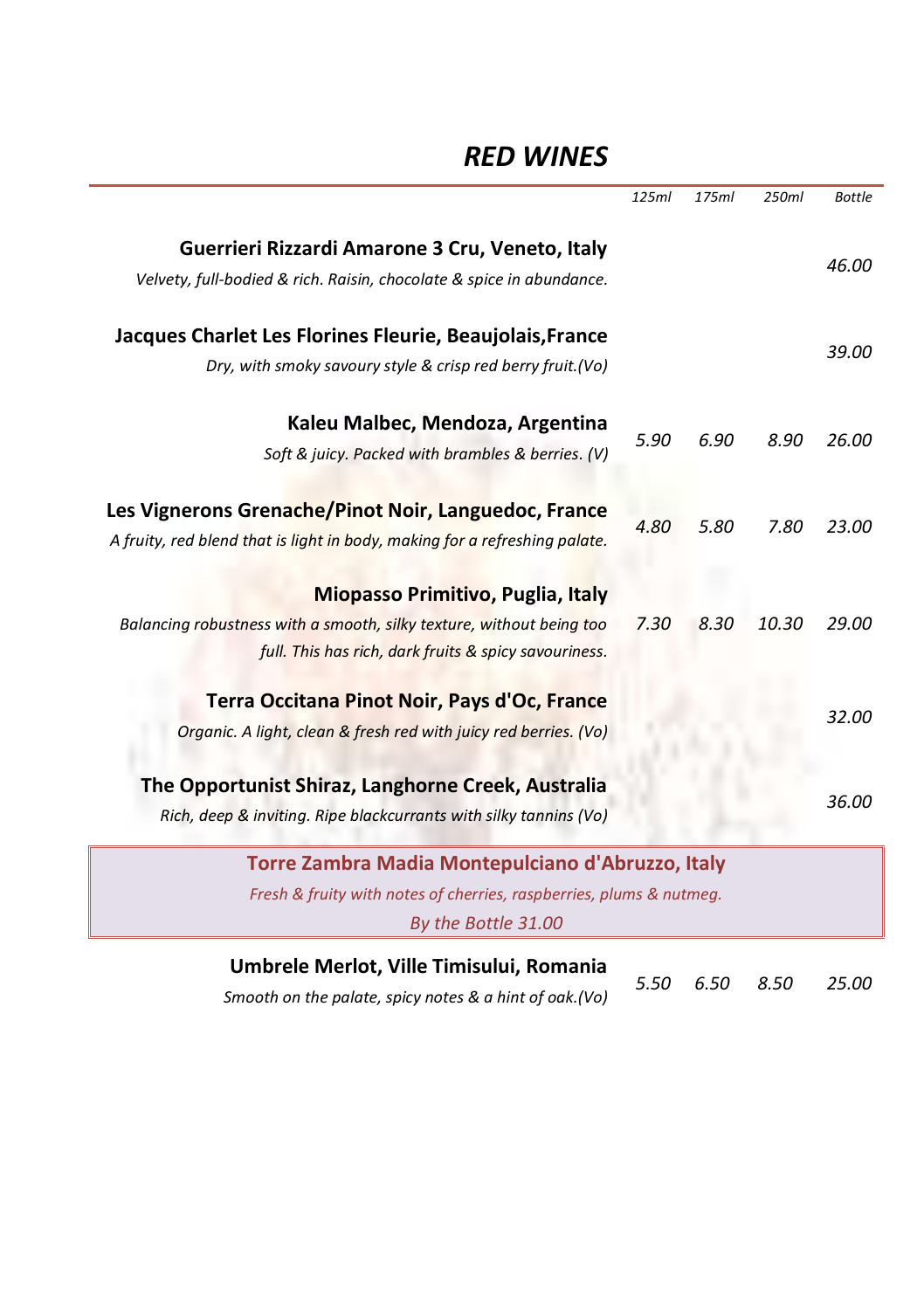# *RED WINES*

| | 125ml | 175ml | 250ml | Bottle |
|---|---|---|---|---|
| **Guerrieri Rizzardi Amarone 3 Cru, Veneto, Italy**<br>*Velvety, full-bodied & rich. Raisin, chocolate & spice in abundance.* | | | | *46.00* |
| **Jacques Charlet Les Florines Fleurie, Beaujolais,France**<br>*Dry, with smoky savoury style & crisp red berry fruit.(Vo)* | | | | *39.00* |
| **Kaleu Malbec, Mendoza, Argentina**<br>*Soft & juicy. Packed with brambles & berries. (V)* | *5.90* | *6.90* | *8.90* | *26.00* |
| **Les Vignerons Grenache/Pinot Noir, Languedoc, France**<br>*A fruity, red blend that is light in body, making for a refreshing palate.* | *4.80* | *5.80* | *7.80* | *23.00* |
| **Miopasso Primitivo, Puglia, Italy**<br>*Balancing robustness with a smooth, silky texture, without being too full. This has rich, dark fruits & spicy savouriness.* | *7.30* | *8.30* | *10.30* | *29.00* |
| **Terra Occitana Pinot Noir, Pays d'Oc, France**<br>*Organic. A light, clean & fresh red with juicy red berries. (Vo)* | | | | *32.00* |
| **The Opportunist Shiraz, Langhorne Creek, Australia**<br>*Rich, deep & inviting. Ripe blackcurrants with silky tannins (Vo)* | | | | *36.00* |
| **Torre Zambra Madia Montepulciano d'Abruzzo, Italy**<br>*Fresh & fruity with notes of cherries, raspberries, plums & nutmeg.*<br>*By the Bottle 31.00* | | | | |
| **Umbrele Merlot, Ville Timisului, Romania**<br>*Smooth on the palate, spicy notes & a hint of oak.(Vo)* | *5.50* | *6.50* | *8.50* | *25.00* |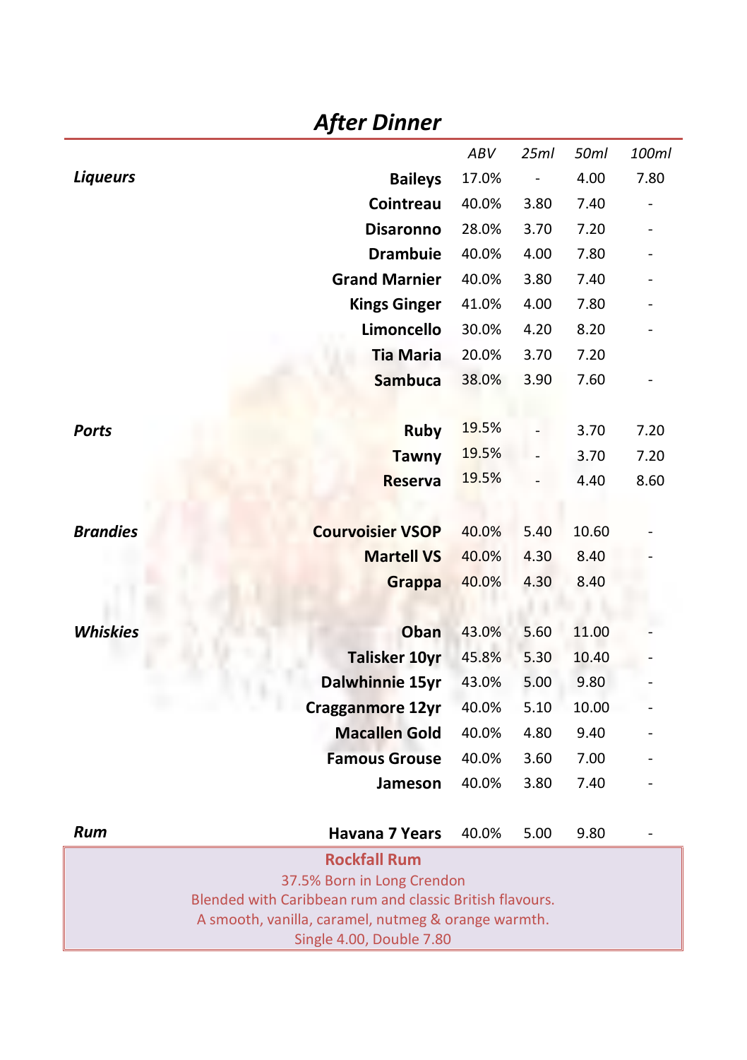# *After Dinner*

| | | *ABV* | *25ml* | *50ml* | *100ml* |
|---|---|---|---|---|---|
| ***Liqueurs*** | **Baileys** | 17.0% | - | 4.00 | 7.80 |
| | **Cointreau** | 40.0% | 3.80 | 7.40 | - |
| | **Disaronno** | 28.0% | 3.70 | 7.20 | - |
| | **Drambuie** | 40.0% | 4.00 | 7.80 | - |
| | **Grand Marnier** | 40.0% | 3.80 | 7.40 | - |
| | **Kings Ginger** | 41.0% | 4.00 | 7.80 | - |
| | **Limoncello** | 30.0% | 4.20 | 8.20 | - |
| | **Tia Maria** | 20.0% | 3.70 | 7.20 | |
| | **Sambuca** | 38.0% | 3.90 | 7.60 | - |
| ***Ports*** | **Ruby** | 19.5% | - | 3.70 | 7.20 |
| | **Tawny** | 19.5% | - | 3.70 | 7.20 |
| | **Reserva** | 19.5% | - | 4.40 | 8.60 |
| ***Brandies*** | **Courvoisier VSOP** | 40.0% | 5.40 | 10.60 | - |
| | **Martell VS** | 40.0% | 4.30 | 8.40 | - |
| | **Grappa** | 40.0% | 4.30 | 8.40 | |
| ***Whiskies*** | **Oban** | 43.0% | 5.60 | 11.00 | - |
| | **Talisker 10yr** | 45.8% | 5.30 | 10.40 | - |
| | **Dalwhinnie 15yr** | 43.0% | 5.00 | 9.80 | - |
| | **Cragganmore 12yr** | 40.0% | 5.10 | 10.00 | - |
| | **Macallen Gold** | 40.0% | 4.80 | 9.40 | - |
| | **Famous Grouse** | 40.0% | 3.60 | 7.00 | - |
| | **Jameson** | 40.0% | 3.80 | 7.40 | - |
| ***Rum*** | **Havana 7 Years** | 40.0% | 5.00 | 9.80 | - |

**Rockfall Rum**

37.5% Born in Long Crendon

Blended with Caribbean rum and classic British flavours.

A smooth, vanilla, caramel, nutmeg & orange warmth.

Single 4.00, Double 7.80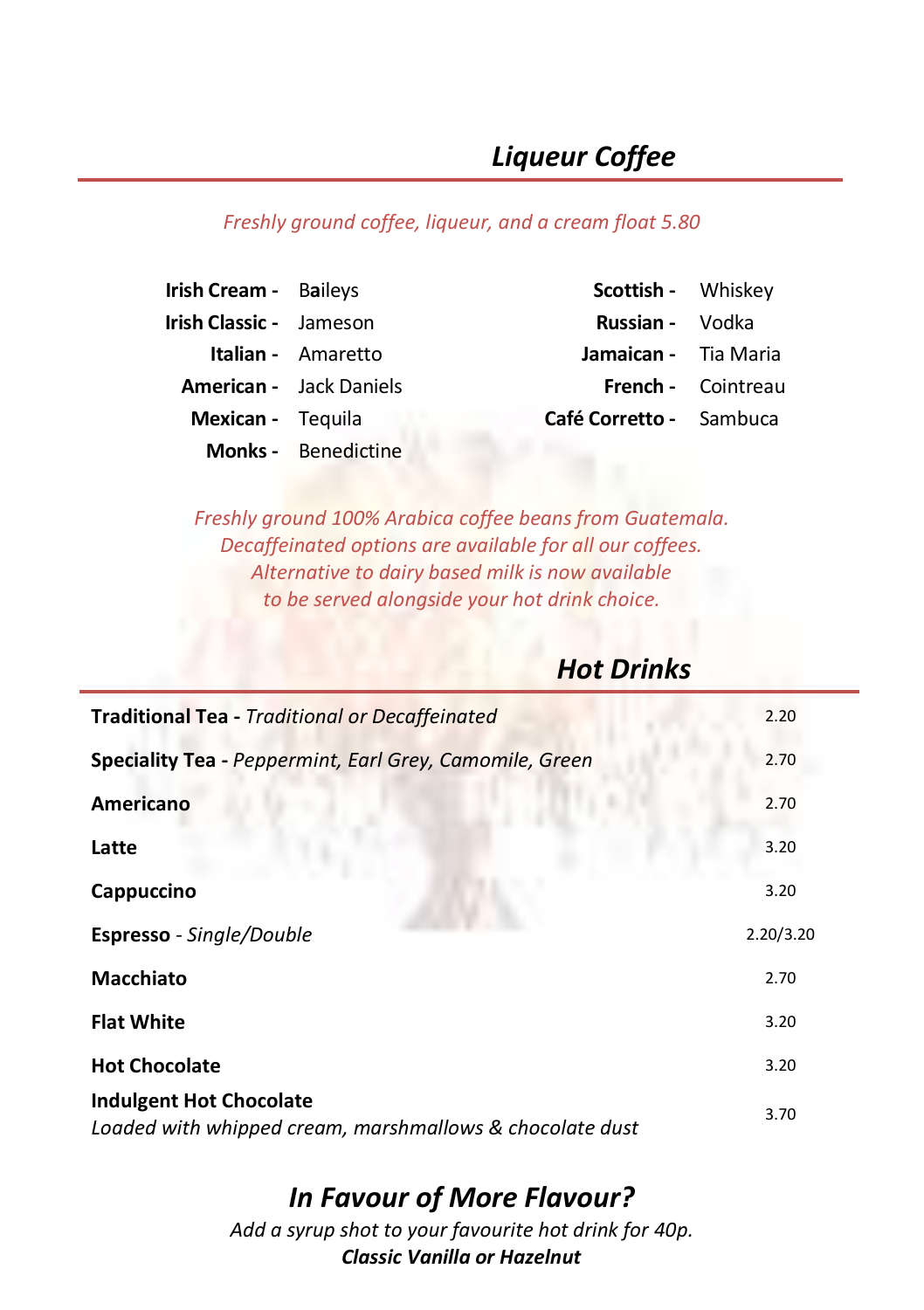## *Liqueur Coffee*

*Freshly ground coffee, liqueur, and a cream float 5.80*

**Irish Cream -** Baileys
**Irish Classic -** Jameson
**Italian -** Amaretto
**American -** Jack Daniels
**Mexican -** Tequila
**Monks -** Benedictine
**Scottish -** Whiskey
**Russian -** Vodka
**Jamaican -** Tia Maria
**French -** Cointreau
**Café Corretto -** Sambuca

*Freshly ground 100% Arabica coffee beans from Guatemala.*
*Decaffeinated options are available for all our coffees.*
*Alternative to dairy based milk is now available*
*to be served alongside your hot drink choice.*

## *Hot Drinks*

| Item | Price |
|---|---|
| **Traditional Tea -** *Traditional or Decaffeinated* | 2.20 |
| **Speciality Tea -** *Peppermint, Earl Grey, Camomile, Green* | 2.70 |
| **Americano** | 2.70 |
| **Latte** | 3.20 |
| **Cappuccino** | 3.20 |
| **Espresso** - *Single/Double* | 2.20/3.20 |
| **Macchiato** | 2.70 |
| **Flat White** | 3.20 |
| **Hot Chocolate** | 3.20 |
| **Indulgent Hot Chocolate** *Loaded with whipped cream, marshmallows & chocolate dust* | 3.70 |

## *In Favour of More Flavour?*

*Add a syrup shot to your favourite hot drink for 40p.*
***Classic Vanilla or Hazelnut***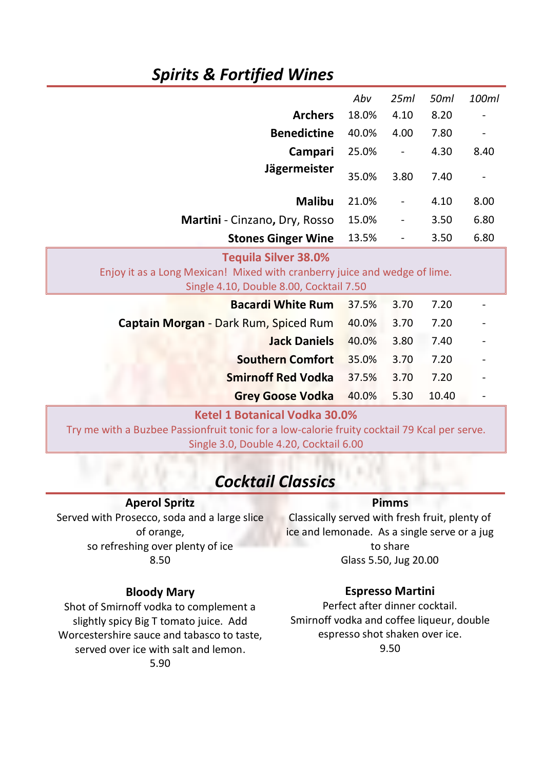## *Spirits & Fortified Wines*

| | *Abv* | *25ml* | *50ml* | *100ml* |
|---|---|---|---|---|
| **Archers** | 18.0% | 4.10 | 8.20 | - |
| **Benedictine** | 40.0% | 4.00 | 7.80 | - |
| **Campari** | 25.0% | - | 4.30 | 8.40 |
| **Jägermeister** | 35.0% | 3.80 | 7.40 | - |
| **Malibu** | 21.0% | - | 4.10 | 8.00 |
| **Martini** - Cinzano, Dry, Rosso | 15.0% | - | 3.50 | 6.80 |
| **Stones Ginger Wine** | 13.5% | - | 3.50 | 6.80 |

**Tequila Silver 38.0%**
Enjoy it as a Long Mexican! Mixed with cranberry juice and wedge of lime.
Single 4.10, Double 8.00, Cocktail 7.50

| | *Abv* | *25ml* | *50ml* | *100ml* |
|---|---|---|---|---|
| **Bacardi White Rum** | 37.5% | 3.70 | 7.20 | - |
| **Captain Morgan** - Dark Rum, Spiced Rum | 40.0% | 3.70 | 7.20 | - |
| **Jack Daniels** | 40.0% | 3.80 | 7.40 | - |
| **Southern Comfort** | 35.0% | 3.70 | 7.20 | - |
| **Smirnoff Red Vodka** | 37.5% | 3.70 | 7.20 | - |
| **Grey Goose Vodka** | 40.0% | 5.30 | 10.40 | - |

**Ketel 1 Botanical Vodka 30.0%**
Try me with a Buzbee Passionfruit tonic for a low-calorie fruity cocktail 79 Kcal per serve.
Single 3.0, Double 4.20, Cocktail 6.00

## *Cocktail Classics*

**Aperol Spritz**
Served with Prosecco, soda and a large slice of orange,
so refreshing over plenty of ice
8.50

**Pimms**
Classically served with fresh fruit, plenty of ice and lemonade. As a single serve or a jug to share
Glass 5.50, Jug 20.00

**Bloody Mary**
Shot of Smirnoff vodka to complement a slightly spicy Big T tomato juice. Add Worcestershire sauce and tabasco to taste, served over ice with salt and lemon.
5.90

**Espresso Martini**
Perfect after dinner cocktail.
Smirnoff vodka and coffee liqueur, double espresso shot shaken over ice.
9.50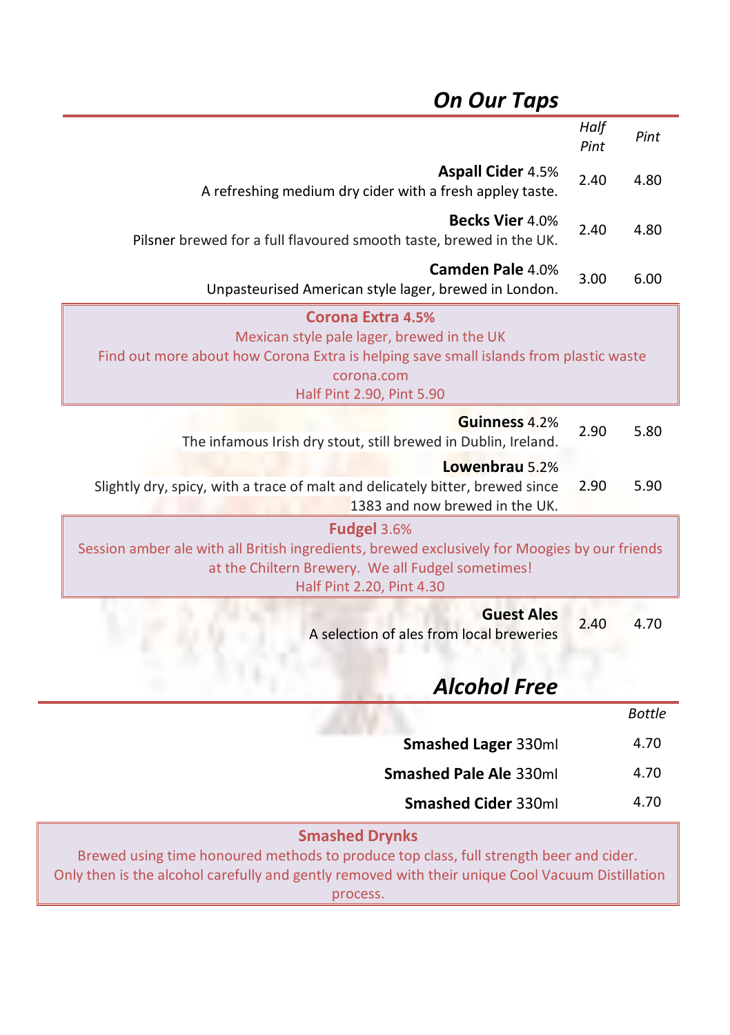## *On Our Taps*

| | *Half Pint* | *Pint* |
|---|---|---|
| **Aspall Cider** 4.5%<br>A refreshing medium dry cider with a fresh appley taste. | 2.40 | 4.80 |
| **Becks Vier** 4.0%<br>Pilsner brewed for a full flavoured smooth taste, brewed in the UK. | 2.40 | 4.80 |
| **Camden Pale** 4.0%<br>Unpasteurised American style lager, brewed in London. | 3.00 | 6.00 |

**Corona Extra 4.5%**
Mexican style pale lager, brewed in the UK
Find out more about how Corona Extra is helping save small islands from plastic waste
corona.com
Half Pint 2.90, Pint 5.90

| | *Half Pint* | *Pint* |
|---|---|---|
| **Guinness** 4.2%<br>The infamous Irish dry stout, still brewed in Dublin, Ireland. | 2.90 | 5.80 |
| **Lowenbrau** 5.2%<br>Slightly dry, spicy, with a trace of malt and delicately bitter, brewed since 1383 and now brewed in the UK. | 2.90 | 5.90 |

**Fudgel** 3.6%
Session amber ale with all British ingredients, brewed exclusively for Moogies by our friends at the Chiltern Brewery. We all Fudgel sometimes!
Half Pint 2.20, Pint 4.30

| | *Half Pint* | *Pint* |
|---|---|---|
| **Guest Ales**<br>A selection of ales from local breweries | 2.40 | 4.70 |

## *Alcohol Free*

| | *Bottle* |
|---|---|
| **Smashed Lager** 330ml | 4.70 |
| **Smashed Pale Ale** 330ml | 4.70 |
| **Smashed Cider** 330ml | 4.70 |

**Smashed Drynks**
Brewed using time honoured methods to produce top class, full strength beer and cider. Only then is the alcohol carefully and gently removed with their unique Cool Vacuum Distillation process.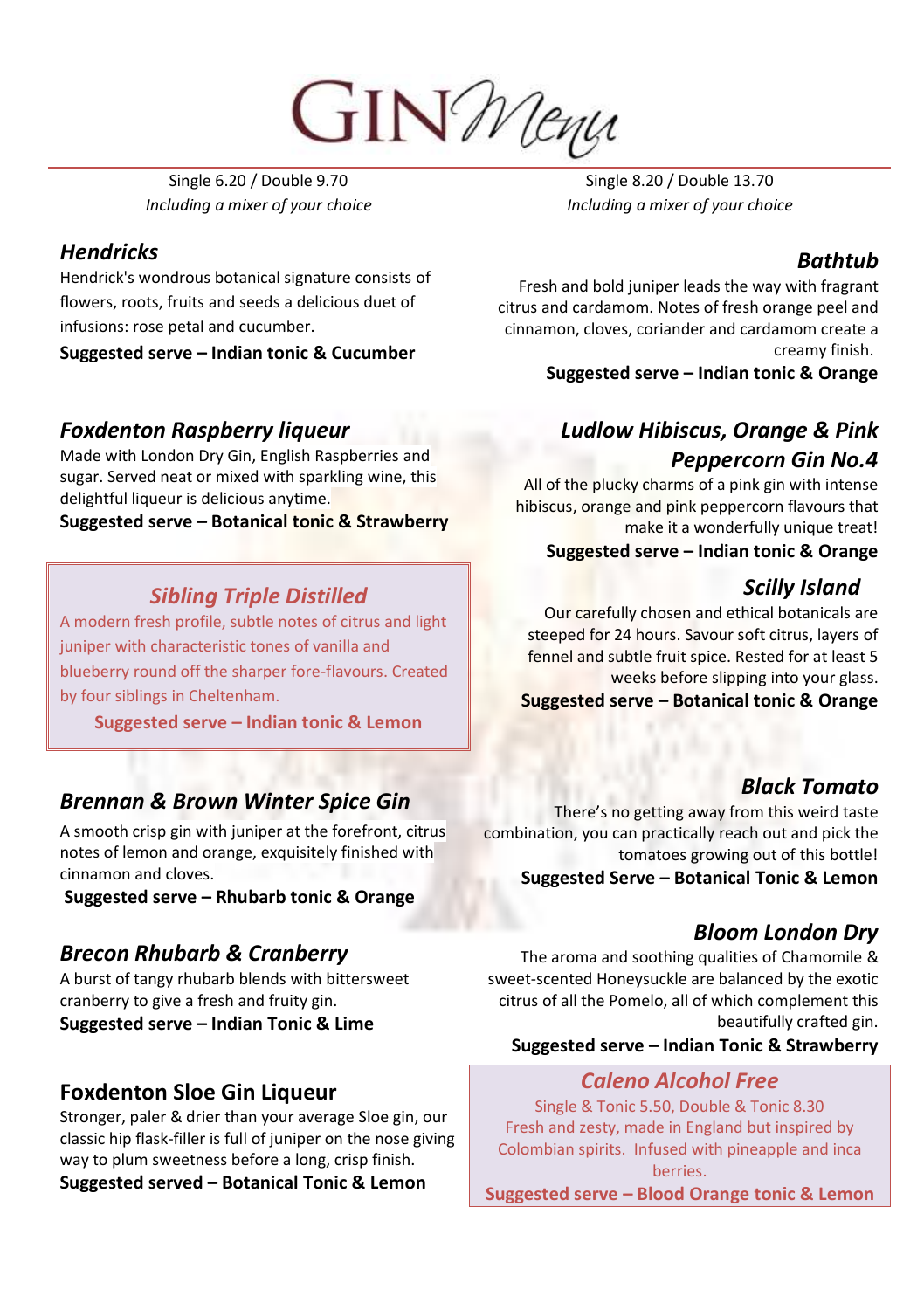# GIN Menu

Single 6.20 / Double 9.70
*Including a mixer of your choice*

### *Hendricks*

Hendrick's wondrous botanical signature consists of flowers, roots, fruits and seeds a delicious duet of infusions: rose petal and cucumber.

**Suggested serve – Indian tonic & Cucumber**

### *Foxdenton Raspberry liqueur*

Made with London Dry Gin, English Raspberries and sugar. Served neat or mixed with sparkling wine, this delightful liqueur is delicious anytime.

**Suggested serve – Botanical tonic & Strawberry**

### *Sibling Triple Distilled*

A modern fresh profile, subtle notes of citrus and light juniper with characteristic tones of vanilla and blueberry round off the sharper fore-flavours. Created by four siblings in Cheltenham.

**Suggested serve – Indian tonic & Lemon**

### *Brennan & Brown Winter Spice Gin*

A smooth crisp gin with juniper at the forefront, citrus notes of lemon and orange, exquisitely finished with cinnamon and cloves.

**Suggested serve – Rhubarb tonic & Orange**

### *Brecon Rhubarb & Cranberry*

A burst of tangy rhubarb blends with bittersweet cranberry to give a fresh and fruity gin.

**Suggested serve – Indian Tonic & Lime**

### Foxdenton Sloe Gin Liqueur

Stronger, paler & drier than your average Sloe gin, our classic hip flask-filler is full of juniper on the nose giving way to plum sweetness before a long, crisp finish.

**Suggested served – Botanical Tonic & Lemon**

Single 8.20 / Double 13.70
*Including a mixer of your choice*

### *Bathtub*

Fresh and bold juniper leads the way with fragrant citrus and cardamom. Notes of fresh orange peel and cinnamon, cloves, coriander and cardamom create a creamy finish.

**Suggested serve – Indian tonic & Orange**

### *Ludlow Hibiscus, Orange & Pink Peppercorn Gin No.4*

All of the plucky charms of a pink gin with intense hibiscus, orange and pink peppercorn flavours that make it a wonderfully unique treat!

**Suggested serve – Indian tonic & Orange**

### *Scilly Island*

Our carefully chosen and ethical botanicals are steeped for 24 hours. Savour soft citrus, layers of fennel and subtle fruit spice. Rested for at least 5 weeks before slipping into your glass.

**Suggested serve – Botanical tonic & Orange**

### *Black Tomato*

There's no getting away from this weird taste combination, you can practically reach out and pick the tomatoes growing out of this bottle!

**Suggested Serve – Botanical Tonic & Lemon**

### *Bloom London Dry*

The aroma and soothing qualities of Chamomile & sweet-scented Honeysuckle are balanced by the exotic citrus of all the Pomelo, all of which complement this beautifully crafted gin.

**Suggested serve – Indian Tonic & Strawberry**

### *Caleno Alcohol Free*

Single & Tonic 5.50, Double & Tonic 8.30

Fresh and zesty, made in England but inspired by Colombian spirits. Infused with pineapple and inca berries.

**Suggested serve – Blood Orange tonic & Lemon**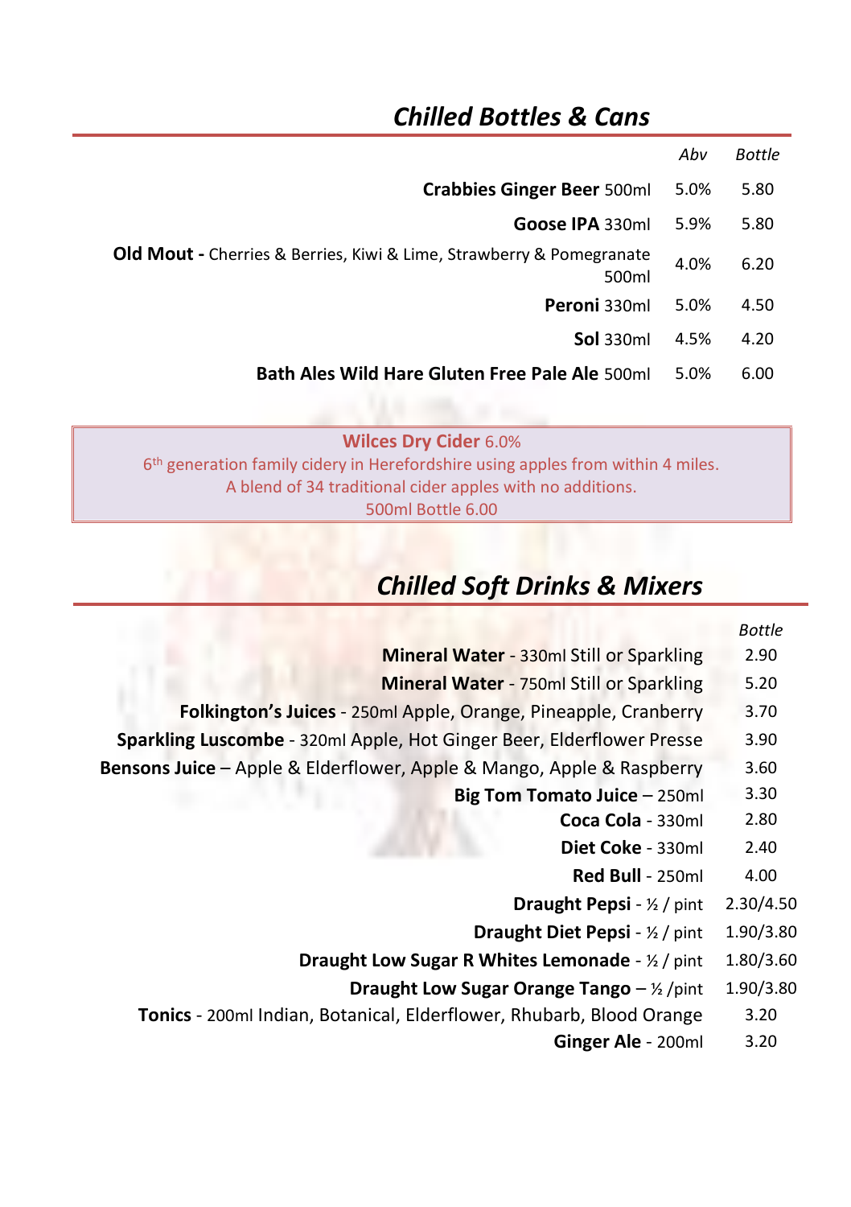## *Chilled Bottles & Cans*

| | *Abv* | *Bottle* |
|---|---|---|
| **Crabbies Ginger Beer** 500ml | 5.0% | 5.80 |
| **Goose IPA** 330ml | 5.9% | 5.80 |
| **Old Mout -** Cherries & Berries, Kiwi & Lime, Strawberry & Pomegranate 500ml | 4.0% | 6.20 |
| **Peroni** 330ml | 5.0% | 4.50 |
| **Sol** 330ml | 4.5% | 4.20 |
| **Bath Ales Wild Hare Gluten Free Pale Ale** 500ml | 5.0% | 6.00 |

**Wilces Dry Cider** 6.0%
6th generation family cidery in Herefordshire using apples from within 4 miles.
A blend of 34 traditional cider apples with no additions.
500ml Bottle 6.00

## *Chilled Soft Drinks & Mixers*

| | *Bottle* |
|---|---|
| **Mineral Water** - 330ml Still or Sparkling | 2.90 |
| **Mineral Water** - 750ml Still or Sparkling | 5.20 |
| **Folkington's Juices** - 250ml Apple, Orange, Pineapple, Cranberry | 3.70 |
| **Sparkling Luscombe** - 320ml Apple, Hot Ginger Beer, Elderflower Presse | 3.90 |
| **Bensons Juice** – Apple & Elderflower, Apple & Mango, Apple & Raspberry | 3.60 |
| **Big Tom Tomato Juice** – 250ml | 3.30 |
| **Coca Cola** - 330ml | 2.80 |
| **Diet Coke** - 330ml | 2.40 |
| **Red Bull** - 250ml | 4.00 |
| **Draught Pepsi** - ½ / pint | 2.30/4.50 |
| **Draught Diet Pepsi** - ½ / pint | 1.90/3.80 |
| **Draught Low Sugar R Whites Lemonade** - ½ / pint | 1.80/3.60 |
| **Draught Low Sugar Orange Tango** – ½ /pint | 1.90/3.80 |
| **Tonics** - 200ml Indian, Botanical, Elderflower, Rhubarb, Blood Orange | 3.20 |
| **Ginger Ale** - 200ml | 3.20 |